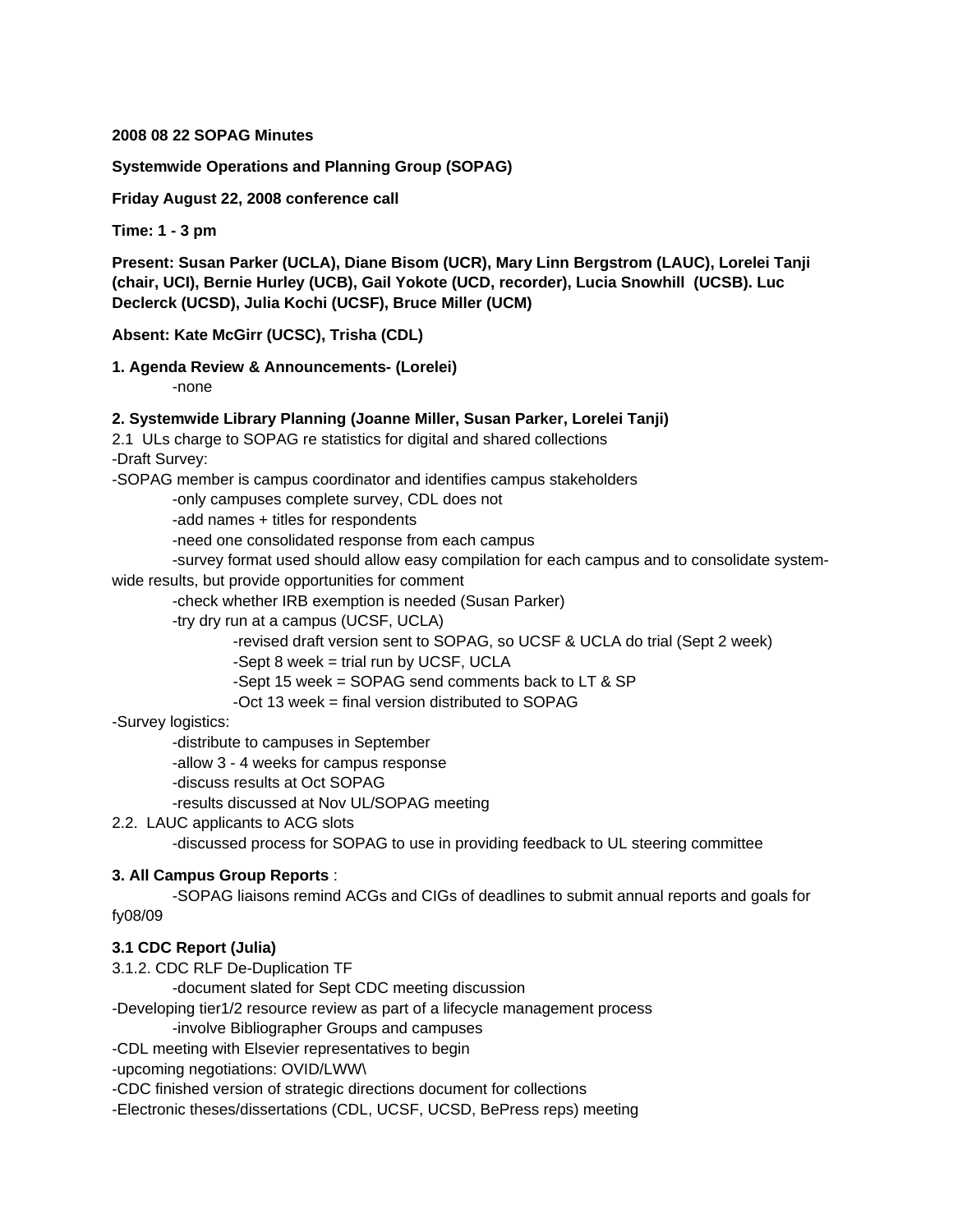**2008 08 22 SOPAG Minutes**

**Systemwide Operations and Planning Group (SOPAG)**

**Friday August 22, 2008 conference call**

**Time: 1 - 3 pm**

**Present: Susan Parker (UCLA), Diane Bisom (UCR), Mary Linn Bergstrom (LAUC), Lorelei Tanji (chair, UCI), Bernie Hurley (UCB), Gail Yokote (UCD, recorder), Lucia Snowhill (UCSB). Luc Declerck (UCSD), Julia Kochi (UCSF), Bruce Miller (UCM)**

**Absent: Kate McGirr (UCSC), Trisha (CDL)**

**1. Agenda Review & Announcements- (Lorelei)**

- -none

**2. Systemwide Library Planning (Joanne Miller, Susan Parker, Lorelei Tanji)**

2.1 ULs charge to SOPAG re statistics for digital and shared collections

-Draft Survey:

-SOPAG member is campus coordinator and identifies campus stakeholders

- -only campuses complete survey, CDL does not
- -add names + titles for respondents
- -need one consolidated response from each campus
- -survey format used should allow easy compilation for each campus and to consolidate system-wide results, but provide opportunities for comment
- -check whether IRB exemption is needed (Susan Parker)
- -try dry run at a campus (UCSF, UCLA)
  - -revised draft version sent to SOPAG, so UCSF & UCLA do trial (Sept 2 week)
  - -Sept 8 week = trial run by UCSF, UCLA
  - -Sept 15 week = SOPAG send comments back to LT & SP
  - -Oct 13 week = final version distributed to SOPAG

-Survey logistics:

- -distribute to campuses in September
- -allow 3 - 4 weeks for campus response
- -discuss results at Oct SOPAG
- -results discussed at Nov UL/SOPAG meeting

2.2. LAUC applicants to ACG slots

- -discussed process for SOPAG to use in providing feedback to UL steering committee

**3. All Campus Group Reports** :

- -SOPAG liaisons remind ACGs and CIGs of deadlines to submit annual reports and goals for fy08/09

**3.1 CDC Report (Julia)**

3.1.2. CDC RLF De-Duplication TF

- -document slated for Sept CDC meeting discussion

-Developing tier1/2 resource review as part of a lifecycle management process

- -involve Bibliographer Groups and campuses

-CDL meeting with Elsevier representatives to begin

-upcoming negotiations: OVID/LWW\

-CDC finished version of strategic directions document for collections

-Electronic theses/dissertations (CDL, UCSF, UCSD, BePress reps) meeting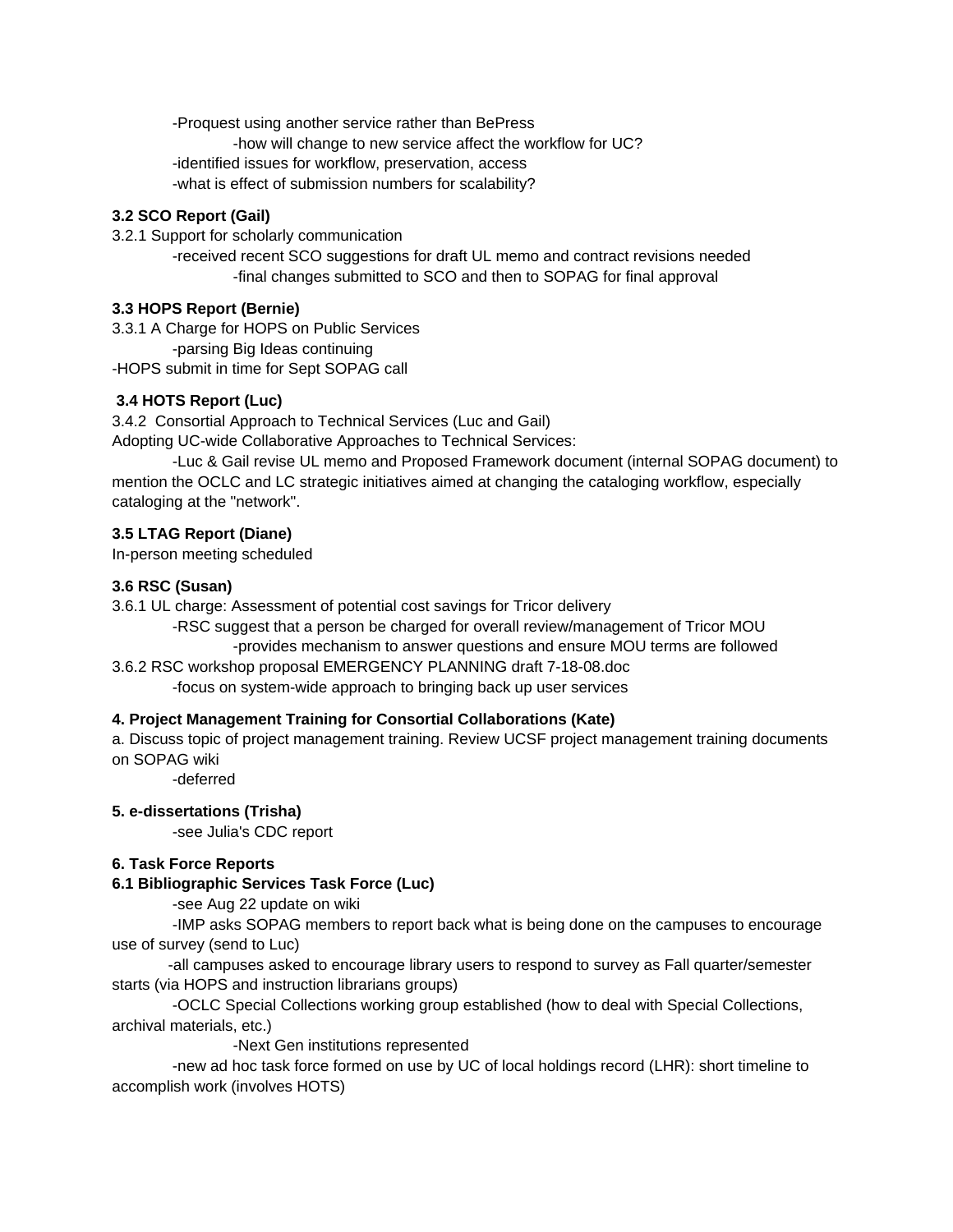-Proquest using another service rather than BePress

  -how will change to new service affect the workflow for UC?

-identified issues for workflow, preservation, access

-what is effect of submission numbers for scalability?

**3.2 SCO Report (Gail)**

3.2.1 Support for scholarly communication

-received recent SCO suggestions for draft UL memo and contract revisions needed

  -final changes submitted to SCO and then to SOPAG for final approval

**3.3 HOPS Report (Bernie)**

3.3.1 A Charge for HOPS on Public Services

-parsing Big Ideas continuing

-HOPS submit in time for Sept SOPAG call

**3.4 HOTS Report (Luc)**

3.4.2 Consortial Approach to Technical Services (Luc and Gail)

Adopting UC-wide Collaborative Approaches to Technical Services:

-Luc & Gail revise UL memo and Proposed Framework document (internal SOPAG document) to mention the OCLC and LC strategic initiatives aimed at changing the cataloging workflow, especially cataloging at the "network".

**3.5 LTAG Report (Diane)**

In-person meeting scheduled

**3.6 RSC (Susan)**

3.6.1 UL charge: Assessment of potential cost savings for Tricor delivery

-RSC suggest that a person be charged for overall review/management of Tricor MOU

  -provides mechanism to answer questions and ensure MOU terms are followed

3.6.2 RSC workshop proposal EMERGENCY PLANNING draft 7-18-08.doc

-focus on system-wide approach to bringing back up user services

**4. Project Management Training for Consortial Collaborations (Kate)**

a. Discuss topic of project management training. Review UCSF project management training documents on SOPAG wiki

-deferred

**5. e-dissertations (Trisha)**

-see Julia's CDC report

**6. Task Force Reports**

**6.1 Bibliographic Services Task Force (Luc)**

-see Aug 22 update on wiki

-IMP asks SOPAG members to report back what is being done on the campuses to encourage use of survey (send to Luc)

-all campuses asked to encourage library users to respond to survey as Fall quarter/semester starts (via HOPS and instruction librarians groups)

-OCLC Special Collections working group established (how to deal with Special Collections, archival materials, etc.)

  -Next Gen institutions represented

-new ad hoc task force formed on use by UC of local holdings record (LHR): short timeline to accomplish work (involves HOTS)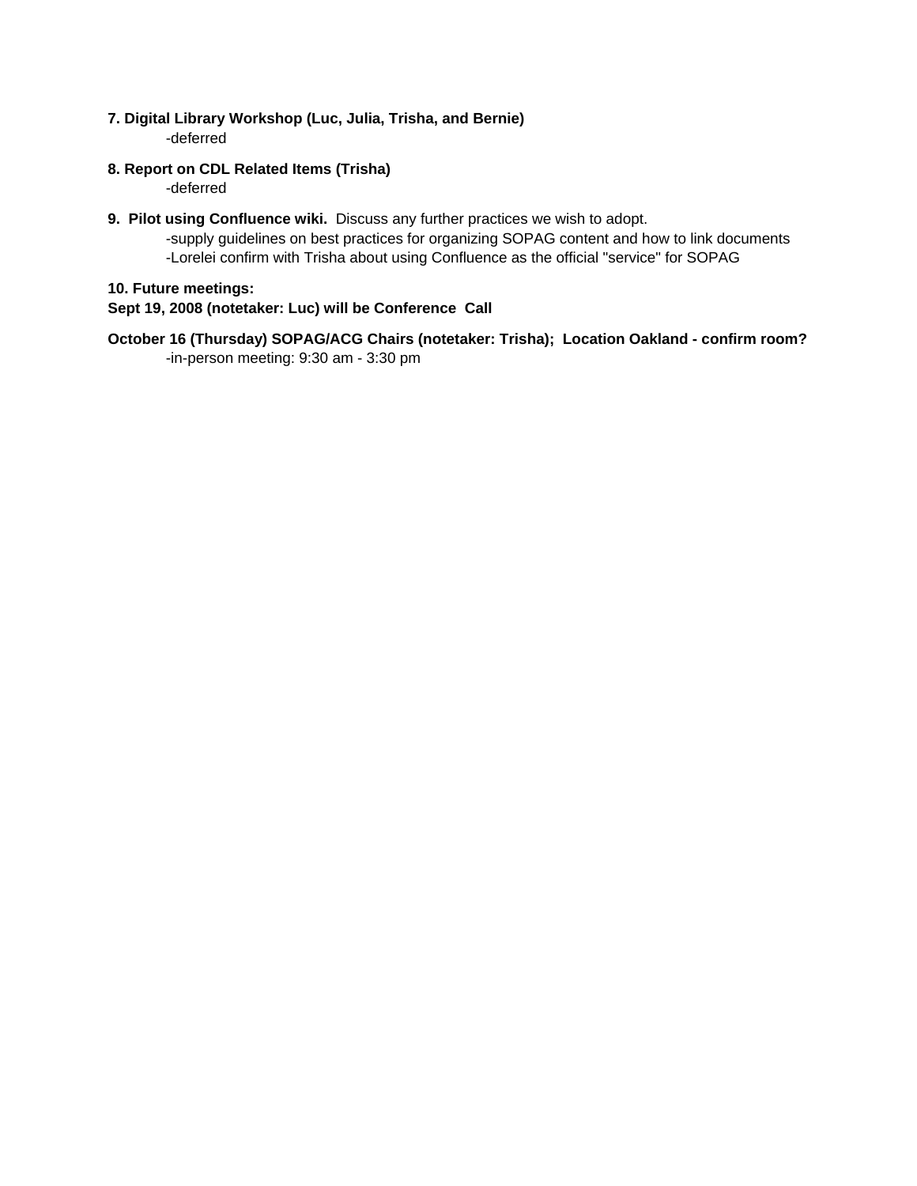**7. Digital Library Workshop (Luc, Julia, Trisha, and Bernie)**

-deferred

**8. Report on CDL Related Items (Trisha)**

-deferred

**9. Pilot using Confluence wiki.** Discuss any further practices we wish to adopt.

-supply guidelines on best practices for organizing SOPAG content and how to link documents

-Lorelei confirm with Trisha about using Confluence as the official "service" for SOPAG

**10. Future meetings:**

**Sept 19, 2008 (notetaker: Luc) will be Conference Call**

**October 16 (Thursday) SOPAG/ACG Chairs (notetaker: Trisha); Location Oakland - confirm room?**

-in-person meeting: 9:30 am - 3:30 pm